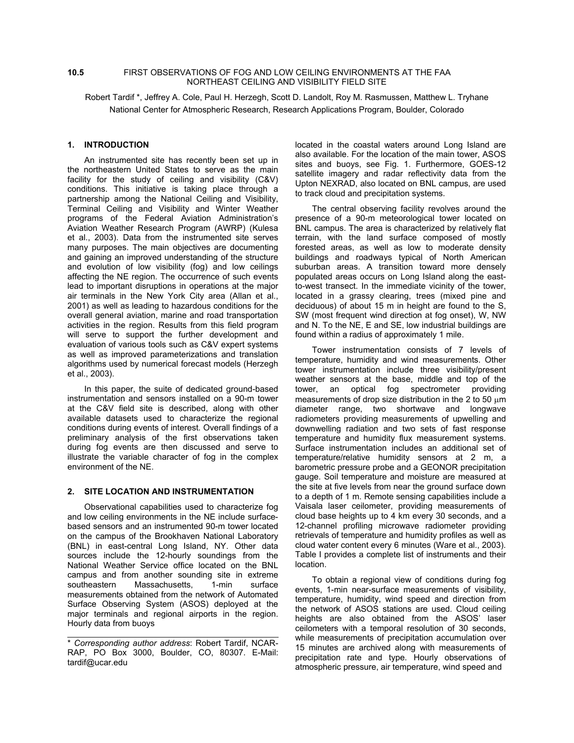# 10.5 FIRST OBSERVATIONS OF FOG AND LOW CEILING ENVIRONMENTS AT THE FAA NORTHEAST CEILING AND VISIBILITY FIELD SITE

Robert Tardif *, Jeffrey A. Cole, Paul H. Herzegh, Scott D. Landolt, Roy M. Rasmussen, Matthew L. Tryhane
National Center for Atmospheric Research, Research Applications Program, Boulder, Colorado

## 1. INTRODUCTION

An instrumented site has recently been set up in the northeastern United States to serve as the main facility for the study of ceiling and visibility (C&V) conditions. This initiative is taking place through a partnership among the National Ceiling and Visibility, Terminal Ceiling and Visibility and Winter Weather programs of the Federal Aviation Administration's Aviation Weather Research Program (AWRP) (Kulesa et al., 2003). Data from the instrumented site serves many purposes. The main objectives are documenting and gaining an improved understanding of the structure and evolution of low visibility (fog) and low ceilings affecting the NE region. The occurrence of such events lead to important disruptions in operations at the major air terminals in the New York City area (Allan et al., 2001) as well as leading to hazardous conditions for the overall general aviation, marine and road transportation activities in the region. Results from this field program will serve to support the further development and evaluation of various tools such as C&V expert systems as well as improved parameterizations and translation algorithms used by numerical forecast models (Herzegh et al., 2003).

In this paper, the suite of dedicated ground-based instrumentation and sensors installed on a 90-m tower at the C&V field site is described, along with other available datasets used to characterize the regional conditions during events of interest. Overall findings of a preliminary analysis of the first observations taken during fog events are then discussed and serve to illustrate the variable character of fog in the complex environment of the NE.

## 2. SITE LOCATION AND INSTRUMENTATION

Observational capabilities used to characterize fog and low ceiling environments in the NE include surface-based sensors and an instrumented 90-m tower located on the campus of the Brookhaven National Laboratory (BNL) in east-central Long Island, NY. Other data sources include the 12-hourly soundings from the National Weather Service office located on the BNL campus and from another sounding site in extreme southeastern Massachusetts, 1-min surface measurements obtained from the network of Automated Surface Observing System (ASOS) deployed at the major terminals and regional airports in the region. Hourly data from buoys located in the coastal waters around Long Island are also available. For the location of the main tower, ASOS sites and buoys, see Fig. 1. Furthermore, GOES-12 satellite imagery and radar reflectivity data from the Upton NEXRAD, also located on BNL campus, are used to track cloud and precipitation systems.

The central observing facility revolves around the presence of a 90-m meteorological tower located on BNL campus. The area is characterized by relatively flat terrain, with the land surface composed of mostly forested areas, as well as low to moderate density buildings and roadways typical of North American suburban areas. A transition toward more densely populated areas occurs on Long Island along the east-to-west transect. In the immediate vicinity of the tower, located in a grassy clearing, trees (mixed pine and deciduous) of about 15 m in height are found to the S, SW (most frequent wind direction at fog onset), W, NW and N. To the NE, E and SE, low industrial buildings are found within a radius of approximately 1 mile.

Tower instrumentation consists of 7 levels of temperature, humidity and wind measurements. Other tower instrumentation include three visibility/present weather sensors at the base, middle and top of the tower, an optical fog spectrometer providing measurements of drop size distribution in the 2 to 50 μm diameter range, two shortwave and longwave radiometers providing measurements of upwelling and downwelling radiation and two sets of fast response temperature and humidity flux measurement systems. Surface instrumentation includes an additional set of temperature/relative humidity sensors at 2 m, a barometric pressure probe and a GEONOR precipitation gauge. Soil temperature and moisture are measured at the site at five levels from near the ground surface down to a depth of 1 m. Remote sensing capabilities include a Vaisala laser ceilometer, providing measurements of cloud base heights up to 4 km every 30 seconds, and a 12-channel profiling microwave radiometer providing retrievals of temperature and humidity profiles as well as cloud water content every 6 minutes (Ware et al., 2003). Table I provides a complete list of instruments and their location.

To obtain a regional view of conditions during fog events, 1-min near-surface measurements of visibility, temperature, humidity, wind speed and direction from the network of ASOS stations are used. Cloud ceiling heights are also obtained from the ASOS' laser ceilometers with a temporal resolution of 30 seconds, while measurements of precipitation accumulation over 15 minutes are archived along with measurements of precipitation rate and type. Hourly observations of atmospheric pressure, air temperature, wind speed and

---

\* *Corresponding author address*: Robert Tardif, NCAR-RAP, PO Box 3000, Boulder, CO, 80307. E-Mail: tardif@ucar.edu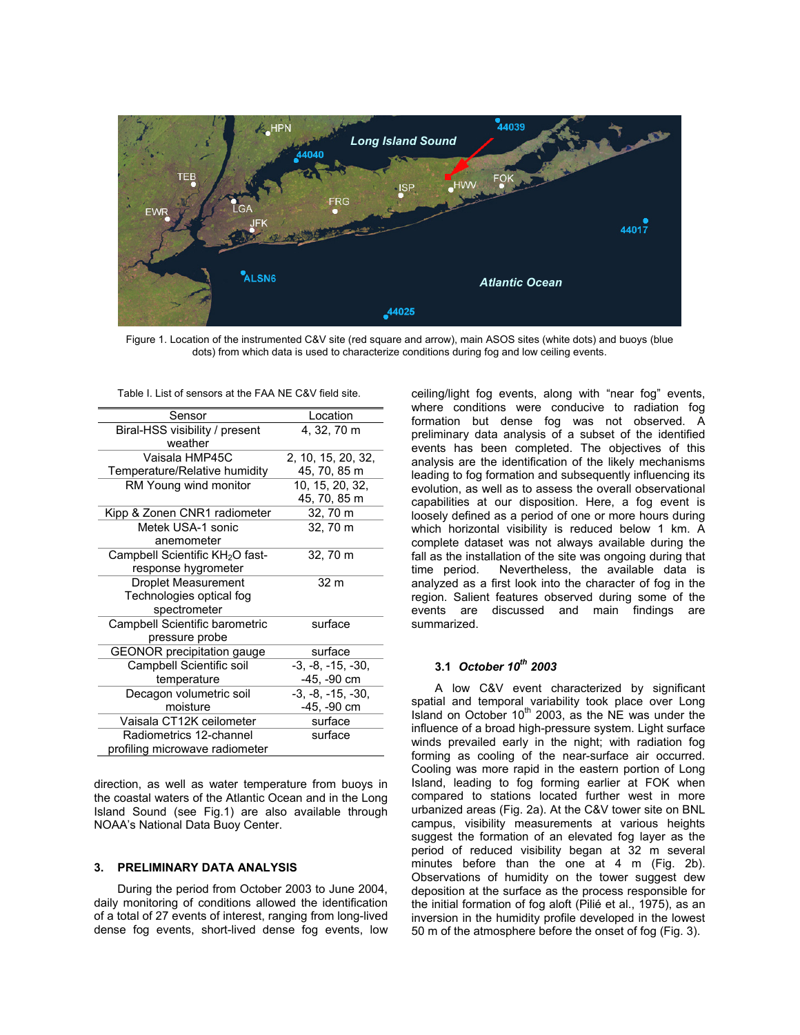Figure 1. Location of the instrumented C&V site (red square and arrow), main ASOS sites (white dots) and buoys (blue dots) from which data is used to characterize conditions during fog and low ceiling events.

Table I. List of sensors at the FAA NE C&V field site.

| Sensor | Location |
|---|---|
| Biral-HSS visibility / present weather | 4, 32, 70 m |
| Vaisala HMP45C Temperature/Relative humidity | 2, 10, 15, 20, 32, 45, 70, 85 m |
| RM Young wind monitor | 10, 15, 20, 32, 45, 70, 85 m |
| Kipp & Zonen CNR1 radiometer | 32, 70 m |
| Metek USA-1 sonic anemometer | 32, 70 m |
| Campbell Scientific $KH_2O$ fast-response hygrometer | 32, 70 m |
| Droplet Measurement Technologies optical fog spectrometer | 32 m |
| Campbell Scientific barometric pressure probe | surface |
| GEONOR precipitation gauge | surface |
| Campbell Scientific soil temperature | -3, -8, -15, -30, -45, -90 cm |
| Decagon volumetric soil moisture | -3, -8, -15, -30, -45, -90 cm |
| Vaisala CT12K ceilometer | surface |
| Radiometrics 12-channel profiling microwave radiometer | surface |

direction, as well as water temperature from buoys in the coastal waters of the Atlantic Ocean and in the Long Island Sound (see Fig.1) are also available through NOAA's National Data Buoy Center.

## 3. PRELIMINARY DATA ANALYSIS

During the period from October 2003 to June 2004, daily monitoring of conditions allowed the identification of a total of 27 events of interest, ranging from long-lived dense fog events, short-lived dense fog events, low ceiling/light fog events, along with "near fog" events, where conditions were conducive to radiation fog formation but dense fog was not observed. A preliminary data analysis of a subset of the identified events has been completed. The objectives of this analysis are the identification of the likely mechanisms leading to fog formation and subsequently influencing its evolution, as well as to assess the overall observational capabilities at our disposition. Here, a fog event is loosely defined as a period of one or more hours during which horizontal visibility is reduced below 1 km. A complete dataset was not always available during the fall as the installation of the site was ongoing during that time period. Nevertheless, the available data is analyzed as a first look into the character of fog in the region. Salient features observed during some of the events are discussed and main findings are summarized.

### 3.1 *October 10th 2003*

A low C&V event characterized by significant spatial and temporal variability took place over Long Island on October 10th 2003, as the NE was under the influence of a broad high-pressure system. Light surface winds prevailed early in the night; with radiation fog forming as cooling of the near-surface air occurred. Cooling was more rapid in the eastern portion of Long Island, leading to fog forming earlier at FOK when compared to stations located further west in more urbanized areas (Fig. 2a). At the C&V tower site on BNL campus, visibility measurements at various heights suggest the formation of an elevated fog layer as the period of reduced visibility began at 32 m several minutes before than the one at 4 m (Fig. 2b). Observations of humidity on the tower suggest dew deposition at the surface as the process responsible for the initial formation of fog aloft (Pilié et al., 1975), as an inversion in the humidity profile developed in the lowest 50 m of the atmosphere before the onset of fog (Fig. 3).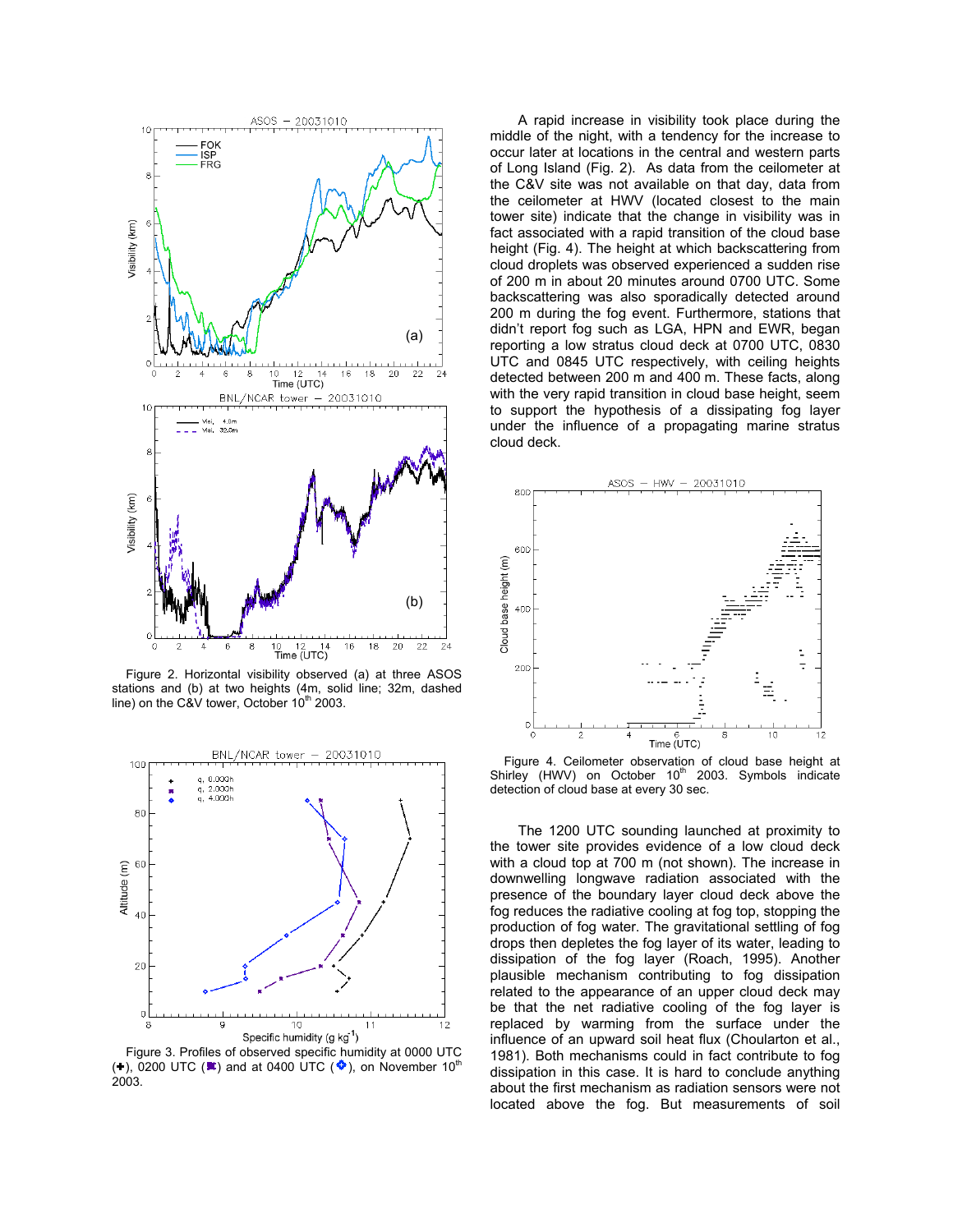Figure 2. Horizontal visibility observed (a) at three ASOS stations and (b) at two heights (4m, solid line; 32m, dashed line) on the C&V tower, October 10th 2003.

Figure 3. Profiles of observed specific humidity at 0000 UTC (+), 0200 UTC (✖) and at 0400 UTC (◆), on November 10th 2003.

A rapid increase in visibility took place during the middle of the night, with a tendency for the increase to occur later at locations in the central and western parts of Long Island (Fig. 2). As data from the ceilometer at the C&V site was not available on that day, data from the ceilometer at HWV (located closest to the main tower site) indicate that the change in visibility was in fact associated with a rapid transition of the cloud base height (Fig. 4). The height at which backscattering from cloud droplets was observed experienced a sudden rise of 200 m in about 20 minutes around 0700 UTC. Some backscattering was also sporadically detected around 200 m during the fog event. Furthermore, stations that didn't report fog such as LGA, HPN and EWR, began reporting a low stratus cloud deck at 0700 UTC, 0830 UTC and 0845 UTC respectively, with ceiling heights detected between 200 m and 400 m. These facts, along with the very rapid transition in cloud base height, seem to support the hypothesis of a dissipating fog layer under the influence of a propagating marine stratus cloud deck.

Figure 4. Ceilometer observation of cloud base height at Shirley (HWV) on October 10th 2003. Symbols indicate detection of cloud base at every 30 sec.

The 1200 UTC sounding launched at proximity to the tower site provides evidence of a low cloud deck with a cloud top at 700 m (not shown). The increase in downwelling longwave radiation associated with the presence of the boundary layer cloud deck above the fog reduces the radiative cooling at fog top, stopping the production of fog water. The gravitational settling of fog drops then depletes the fog layer of its water, leading to dissipation of the fog layer (Roach, 1995). Another plausible mechanism contributing to fog dissipation related to the appearance of an upper cloud deck may be that the net radiative cooling of the fog layer is replaced by warming from the surface under the influence of an upward soil heat flux (Choularton et al., 1981). Both mechanisms could in fact contribute to fog dissipation in this case. It is hard to conclude anything about the first mechanism as radiation sensors were not located above the fog. But measurements of soil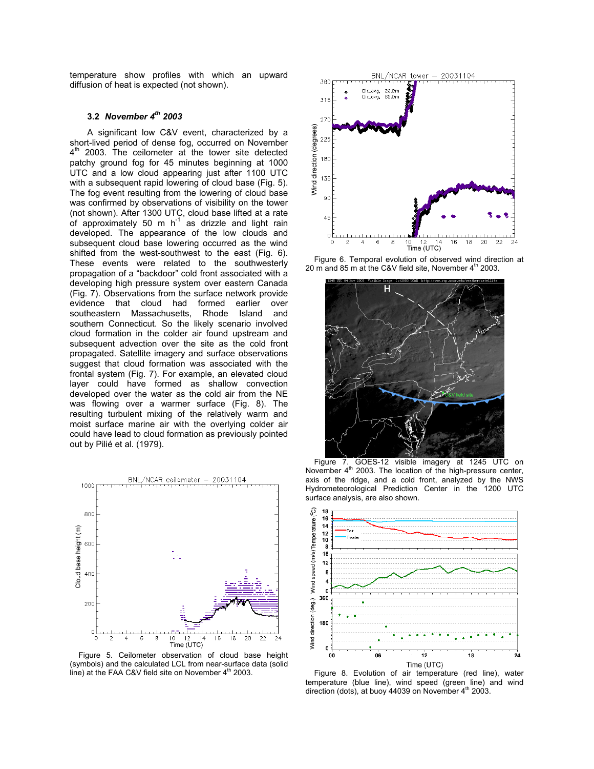temperature show profiles with which an upward diffusion of heat is expected (not shown).

### 3.2 *November 4th 2003*

A significant low C&V event, characterized by a short-lived period of dense fog, occurred on November 4th 2003. The ceilometer at the tower site detected patchy ground fog for 45 minutes beginning at 1000 UTC and a low cloud appearing just after 1100 UTC with a subsequent rapid lowering of cloud base (Fig. 5). The fog event resulting from the lowering of cloud base was confirmed by observations of visibility on the tower (not shown). After 1300 UTC, cloud base lifted at a rate of approximately 50 m $h^{-1}$ as drizzle and light rain developed. The appearance of the low clouds and subsequent cloud base lowering occurred as the wind shifted from the west-southwest to the east (Fig. 6). These events were related to the southwesterly propagation of a "backdoor" cold front associated with a developing high pressure system over eastern Canada (Fig. 7). Observations from the surface network provide evidence that cloud had formed earlier over southeastern Massachusetts, Rhode Island and southern Connecticut. So the likely scenario involved cloud formation in the colder air found upstream and subsequent advection over the site as the cold front propagated. Satellite imagery and surface observations suggest that cloud formation was associated with the frontal system (Fig. 7). For example, an elevated cloud layer could have formed as shallow convection developed over the water as the cold air from the NE was flowing over a warmer surface (Fig. 8). The resulting turbulent mixing of the relatively warm and moist surface marine air with the overlying colder air could have lead to cloud formation as previously pointed out by Pilié et al. (1979).

Figure 5. Ceilometer observation of cloud base height (symbols) and the calculated LCL from near-surface data (solid line) at the FAA C&V field site on November 4th 2003.

Figure 6. Temporal evolution of observed wind direction at 20 m and 85 m at the C&V field site, November 4th 2003.

Figure 7. GOES-12 visible imagery at 1245 UTC on November 4th 2003. The location of the high-pressure center, axis of the ridge, and a cold front, analyzed by the NWS Hydrometeorological Prediction Center in the 1200 UTC surface analysis, are also shown.

Figure 8. Evolution of air temperature (red line), water temperature (blue line), wind speed (green line) and wind direction (dots), at buoy 44039 on November 4th 2003.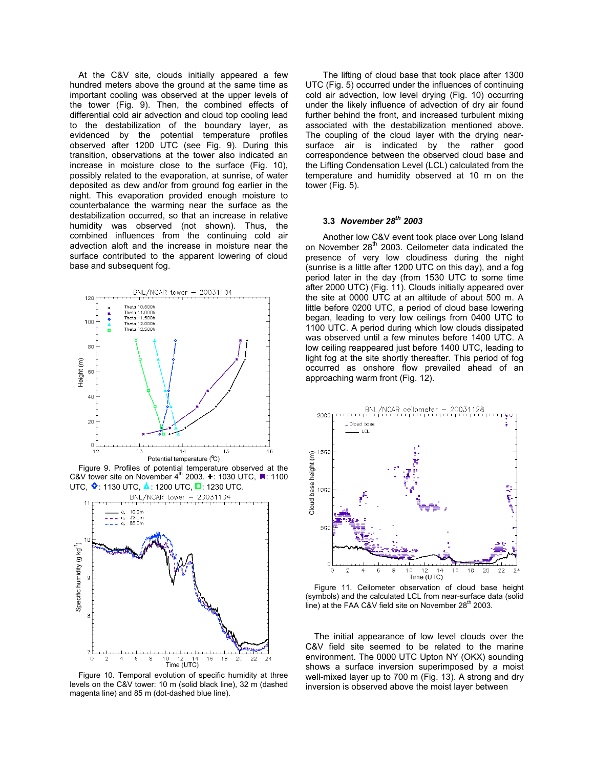At the C&V site, clouds initially appeared a few hundred meters above the ground at the same time as important cooling was observed at the upper levels of the tower (Fig. 9). Then, the combined effects of differential cold air advection and cloud top cooling lead to the destabilization of the boundary layer, as evidenced by the potential temperature profiles observed after 1200 UTC (see Fig. 9). During this transition, observations at the tower also indicated an increase in moisture close to the surface (Fig. 10), possibly related to the evaporation, at sunrise, of water deposited as dew and/or from ground fog earlier in the night. This evaporation provided enough moisture to counterbalance the warming near the surface as the destabilization occurred, so that an increase in relative humidity was observed (not shown). Thus, the combined influences from the continuing cold air advection aloft and the increase in moisture near the surface contributed to the apparent lowering of cloud base and subsequent fog.

Figure 9. Profiles of potential temperature observed at the C&V tower site on November 4th 2003. ✚: 1030 UTC, ✖: 1100 UTC, ◆: 1130 UTC, ▲: 1200 UTC, ◻: 1230 UTC.

Figure 10. Temporal evolution of specific humidity at three levels on the C&V tower: 10 m (solid black line), 32 m (dashed magenta line) and 85 m (dot-dashed blue line).

The lifting of cloud base that took place after 1300 UTC (Fig. 5) occurred under the influences of continuing cold air advection, low level drying (Fig. 10) occurring under the likely influence of advection of dry air found further behind the front, and increased turbulent mixing associated with the destabilization mentioned above. The coupling of the cloud layer with the drying near-surface air is indicated by the rather good correspondence between the observed cloud base and the Lifting Condensation Level (LCL) calculated from the temperature and humidity observed at 10 m on the tower (Fig. 5).

### 3.3 *November 28th 2003*

Another low C&V event took place over Long Island on November 28th 2003. Ceilometer data indicated the presence of very low cloudiness during the night (sunrise is a little after 1200 UTC on this day), and a fog period later in the day (from 1530 UTC to some time after 2000 UTC) (Fig. 11). Clouds initially appeared over the site at 0000 UTC at an altitude of about 500 m. A little before 0200 UTC, a period of cloud base lowering began, leading to very low ceilings from 0400 UTC to 1100 UTC. A period during which low clouds dissipated was observed until a few minutes before 1400 UTC. A low ceiling reappeared just before 1400 UTC, leading to light fog at the site shortly thereafter. This period of fog occurred as onshore flow prevailed ahead of an approaching warm front (Fig. 12).

Figure 11. Ceilometer observation of cloud base height (symbols) and the calculated LCL from near-surface data (solid line) at the FAA C&V field site on November 28th 2003.

The initial appearance of low level clouds over the C&V field site seemed to be related to the marine environment. The 0000 UTC Upton NY (OKX) sounding shows a surface inversion superimposed by a moist well-mixed layer up to 700 m (Fig. 13). A strong and dry inversion is observed above the moist layer between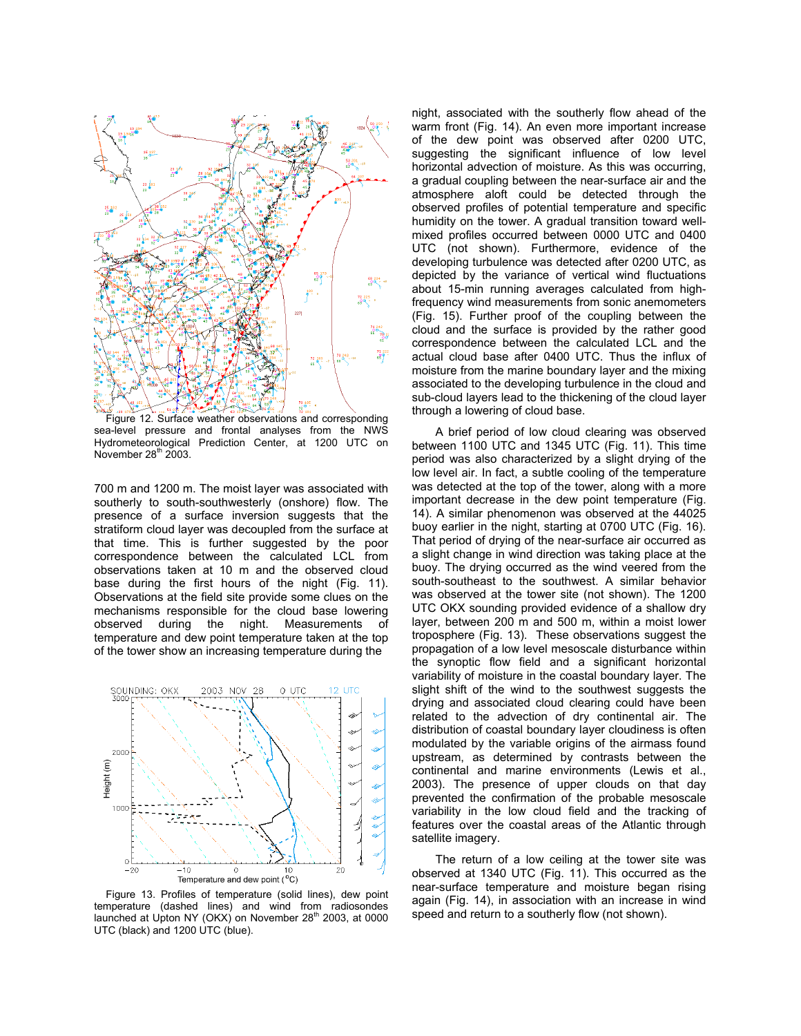Figure 12. Surface weather observations and corresponding sea-level pressure and frontal analyses from the NWS Hydrometeorological Prediction Center, at 1200 UTC on November 28th 2003.

700 m and 1200 m. The moist layer was associated with southerly to south-southwesterly (onshore) flow. The presence of a surface inversion suggests that the stratiform cloud layer was decoupled from the surface at that time. This is further suggested by the poor correspondence between the calculated LCL from observations taken at 10 m and the observed cloud base during the first hours of the night (Fig. 11). Observations at the field site provide some clues on the mechanisms responsible for the cloud base lowering observed during the night. Measurements of temperature and dew point temperature taken at the top of the tower show an increasing temperature during the

Figure 13. Profiles of temperature (solid lines), dew point temperature (dashed lines) and wind from radiosondes launched at Upton NY (OKX) on November 28th 2003, at 0000 UTC (black) and 1200 UTC (blue).

night, associated with the southerly flow ahead of the warm front (Fig. 14). An even more important increase of the dew point was observed after 0200 UTC, suggesting the significant influence of low level horizontal advection of moisture. As this was occurring, a gradual coupling between the near-surface air and the atmosphere aloft could be detected through the observed profiles of potential temperature and specific humidity on the tower. A gradual transition toward well-mixed profiles occurred between 0000 UTC and 0400 UTC (not shown). Furthermore, evidence of the developing turbulence was detected after 0200 UTC, as depicted by the variance of vertical wind fluctuations about 15-min running averages calculated from high-frequency wind measurements from sonic anemometers (Fig. 15). Further proof of the coupling between the cloud and the surface is provided by the rather good correspondence between the calculated LCL and the actual cloud base after 0400 UTC. Thus the influx of moisture from the marine boundary layer and the mixing associated to the developing turbulence in the cloud and sub-cloud layers lead to the thickening of the cloud layer through a lowering of cloud base.

A brief period of low cloud clearing was observed between 1100 UTC and 1345 UTC (Fig. 11). This time period was also characterized by a slight drying of the low level air. In fact, a subtle cooling of the temperature was detected at the top of the tower, along with a more important decrease in the dew point temperature (Fig. 14). A similar phenomenon was observed at the 44025 buoy earlier in the night, starting at 0700 UTC (Fig. 16). That period of drying of the near-surface air occurred as a slight change in wind direction was taking place at the buoy. The drying occurred as the wind veered from the south-southeast to the southwest. A similar behavior was observed at the tower site (not shown). The 1200 UTC OKX sounding provided evidence of a shallow dry layer, between 200 m and 500 m, within a moist lower troposphere (Fig. 13). These observations suggest the propagation of a low level mesoscale disturbance within the synoptic flow field and a significant horizontal variability of moisture in the coastal boundary layer. The slight shift of the wind to the southwest suggests the drying and associated cloud clearing could have been related to the advection of dry continental air. The distribution of coastal boundary layer cloudiness is often modulated by the variable origins of the airmass found upstream, as determined by contrasts between the continental and marine environments (Lewis et al., 2003). The presence of upper clouds on that day prevented the confirmation of the probable mesoscale variability in the low cloud field and the tracking of features over the coastal areas of the Atlantic through satellite imagery.

The return of a low ceiling at the tower site was observed at 1340 UTC (Fig. 11). This occurred as the near-surface temperature and moisture began rising again (Fig. 14), in association with an increase in wind speed and return to a southerly flow (not shown).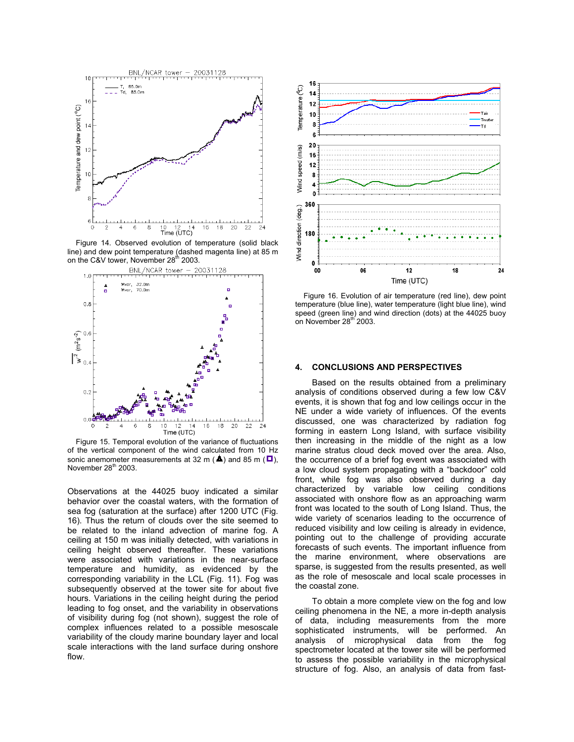Figure 14. Observed evolution of temperature (solid black line) and dew point temperature (dashed magenta line) at 85 m on the C&V tower, November 28th 2003.

Figure 15. Temporal evolution of the variance of fluctuations of the vertical component of the wind calculated from 10 Hz sonic anemometer measurements at 32 m (▲) and 85 m (□), November 28th 2003.

Observations at the 44025 buoy indicated a similar behavior over the coastal waters, with the formation of sea fog (saturation at the surface) after 1200 UTC (Fig. 16). Thus the return of clouds over the site seemed to be related to the inland advection of marine fog. A ceiling at 150 m was initially detected, with variations in ceiling height observed thereafter. These variations were associated with variations in the near-surface temperature and humidity, as evidenced by the corresponding variability in the LCL (Fig. 11). Fog was subsequently observed at the tower site for about five hours. Variations in the ceiling height during the period leading to fog onset, and the variability in observations of visibility during fog (not shown), suggest the role of complex influences related to a possible mesoscale variability of the cloudy marine boundary layer and local scale interactions with the land surface during onshore flow.

Figure 16. Evolution of air temperature (red line), dew point temperature (blue line), water temperature (light blue line), wind speed (green line) and wind direction (dots) at the 44025 buoy on November 28th 2003.

## 4. CONCLUSIONS AND PERSPECTIVES

Based on the results obtained from a preliminary analysis of conditions observed during a few low C&V events, it is shown that fog and low ceilings occur in the NE under a wide variety of influences. Of the events discussed, one was characterized by radiation fog forming in eastern Long Island, with surface visibility then increasing in the middle of the night as a low marine stratus cloud deck moved over the area. Also, the occurrence of a brief fog event was associated with a low cloud system propagating with a "backdoor" cold front, while fog was also observed during a day characterized by variable low ceiling conditions associated with onshore flow as an approaching warm front was located to the south of Long Island. Thus, the wide variety of scenarios leading to the occurrence of reduced visibility and low ceiling is already in evidence, pointing out to the challenge of providing accurate forecasts of such events. The important influence from the marine environment, where observations are sparse, is suggested from the results presented, as well as the role of mesoscale and local scale processes in the coastal zone.

To obtain a more complete view on the fog and low ceiling phenomena in the NE, a more in-depth analysis of data, including measurements from the more sophisticated instruments, will be performed. An analysis of microphysical data from the fog spectrometer located at the tower site will be performed to assess the possible variability in the microphysical structure of fog. Also, an analysis of data from fast-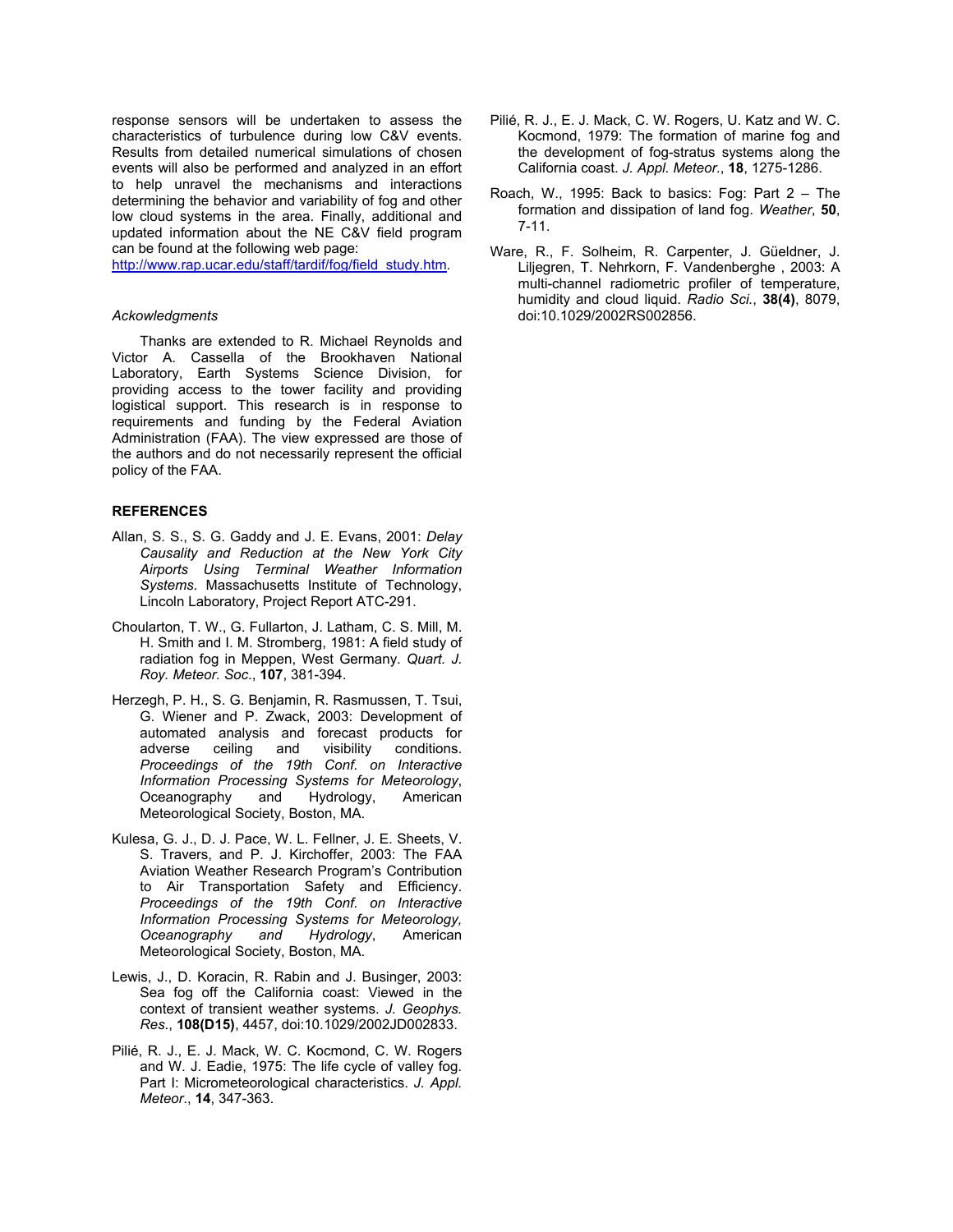response sensors will be undertaken to assess the characteristics of turbulence during low C&V events. Results from detailed numerical simulations of chosen events will also be performed and analyzed in an effort to help unravel the mechanisms and interactions determining the behavior and variability of fog and other low cloud systems in the area. Finally, additional and updated information about the NE C&V field program can be found at the following web page: [http://www.rap.ucar.edu/staff/tardif/fog/field_study.htm](http://www.rap.ucar.edu/staff/tardif/fog/field_study.htm).

*Ackowledgments*

Thanks are extended to R. Michael Reynolds and Victor A. Cassella of the Brookhaven National Laboratory, Earth Systems Science Division, for providing access to the tower facility and providing logistical support. This research is in response to requirements and funding by the Federal Aviation Administration (FAA). The view expressed are those of the authors and do not necessarily represent the official policy of the FAA.

**REFERENCES**

Allan, S. S., S. G. Gaddy and J. E. Evans, 2001: *Delay Causality and Reduction at the New York City Airports Using Terminal Weather Information Systems*. Massachusetts Institute of Technology, Lincoln Laboratory, Project Report ATC-291.

Choularton, T. W., G. Fullarton, J. Latham, C. S. Mill, M. H. Smith and I. M. Stromberg, 1981: A field study of radiation fog in Meppen, West Germany. *Quart. J. Roy. Meteor. Soc*., **107**, 381-394.

Herzegh, P. H., S. G. Benjamin, R. Rasmussen, T. Tsui, G. Wiener and P. Zwack, 2003: Development of automated analysis and forecast products for adverse ceiling and visibility conditions. *Proceedings of the 19th Conf. on Interactive Information Processing Systems for Meteorology*, Oceanography and Hydrology, American Meteorological Society, Boston, MA.

Kulesa, G. J., D. J. Pace, W. L. Fellner, J. E. Sheets, V. S. Travers, and P. J. Kirchoffer, 2003: The FAA Aviation Weather Research Program's Contribution to Air Transportation Safety and Efficiency. *Proceedings of the 19th Conf. on Interactive Information Processing Systems for Meteorology, Oceanography and Hydrology*, American Meteorological Society, Boston, MA.

Lewis, J., D. Koracin, R. Rabin and J. Businger, 2003: Sea fog off the California coast: Viewed in the context of transient weather systems. *J. Geophys. Res*., **108(D15)**, 4457, doi:10.1029/2002JD002833.

Pilié, R. J., E. J. Mack, W. C. Kocmond, C. W. Rogers and W. J. Eadie, 1975: The life cycle of valley fog. Part I: Micrometeorological characteristics. *J. Appl. Meteor*., **14**, 347-363.

Pilié, R. J., E. J. Mack, C. W. Rogers, U. Katz and W. C. Kocmond, 1979: The formation of marine fog and the development of fog-stratus systems along the California coast. *J. Appl. Meteor.*, **18**, 1275-1286.

Roach, W., 1995: Back to basics: Fog: Part 2 – The formation and dissipation of land fog. *Weather*, **50**, 7-11.

Ware, R., F. Solheim, R. Carpenter, J. Güeldner, J. Liljegren, T. Nehrkorn, F. Vandenberghe , 2003: A multi-channel radiometric profiler of temperature, humidity and cloud liquid. *Radio Sci.*, **38(4)**, 8079, doi:10.1029/2002RS002856.